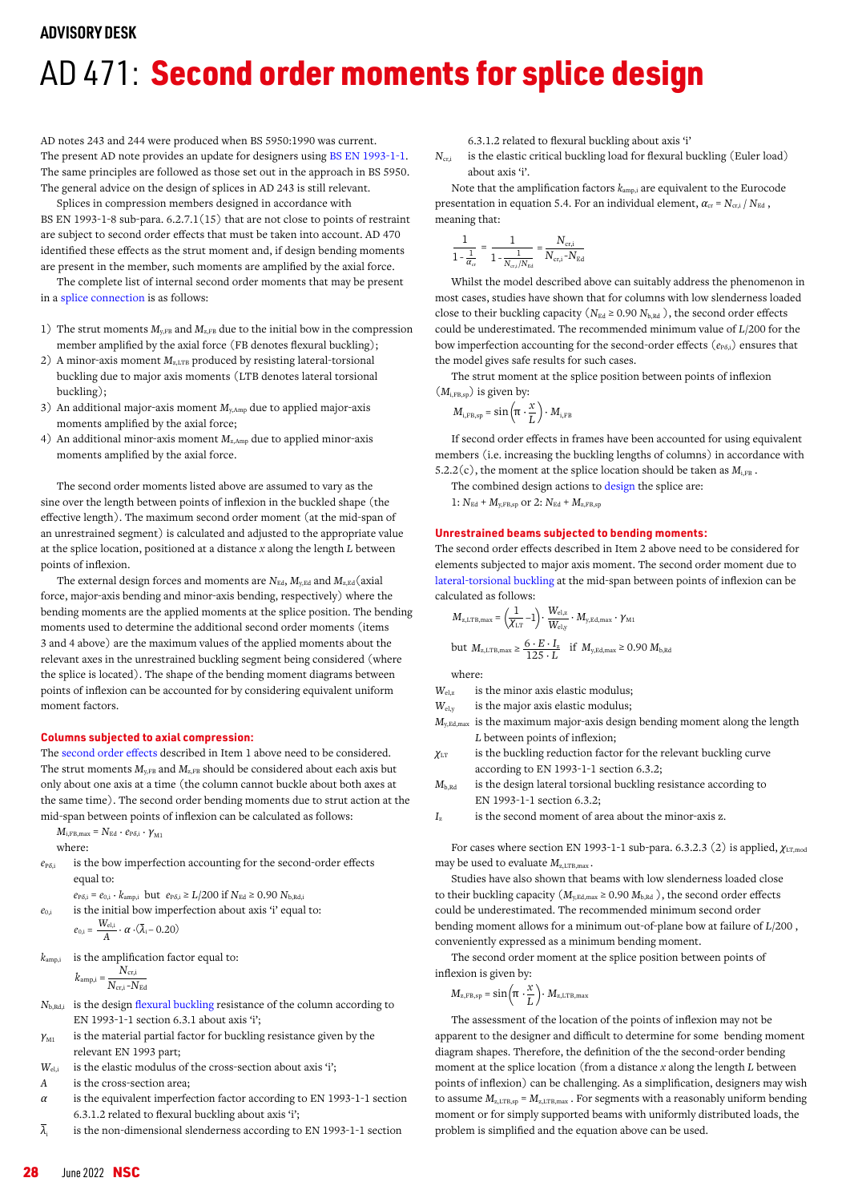ADVISORY DESK

# AD 471: Second order moments for splice design

AD notes 243 and 244 were produced when BS 5950:1990 was current. The present AD note provides an update for designers using BS EN 1993-1-1. The same principles are followed as those set out in the approach in BS 5950. The general advice on the design of splices in AD 243 is still relevant.

Splices in compression members designed in accordance with BS EN 1993-1-8 sub-para. 6.2.7.1(15) that are not close to points of restraint are subject to second order effects that must be taken into account. AD 470 identified these effects as the strut moment and, if design bending moments are present in the member, such moments are amplified by the axial force.

The complete list of internal second order moments that may be present in a splice connection is as follows:

1) The strut moments $M_{y,FB}$ and $M_{z,FB}$ due to the initial bow in the compression member amplified by the axial force (FB denotes flexural buckling);
2) A minor-axis moment $M_{z,LTB}$ produced by resisting lateral-torsional buckling due to major axis moments (LTB denotes lateral torsional buckling);
3) An additional major-axis moment $M_{y,Amp}$ due to applied major-axis moments amplified by the axial force;
4) An additional minor-axis moment $M_{z,Amp}$ due to applied minor-axis moments amplified by the axial force.

The second order moments listed above are assumed to vary as the sine over the length between points of inflexion in the buckled shape (the effective length). The maximum second order moment (at the mid-span of an unrestrained segment) is calculated and adjusted to the appropriate value at the splice location, positioned at a distance $x$ along the length $L$ between points of inflexion.

The external design forces and moments are $N_{Ed}$, $M_{y,Ed}$ and $M_{z,Ed}$ (axial force, major-axis bending and minor-axis bending, respectively) where the bending moments are the applied moments at the splice position. The bending moments used to determine the additional second order moments (items 3 and 4 above) are the maximum values of the applied moments about the relevant axes in the unrestrained buckling segment being considered (where the splice is located). The shape of the bending moment diagrams between points of inflexion can be accounted for by considering equivalent uniform moment factors.

### Columns subjected to axial compression:

The second order effects described in Item 1 above need to be considered. The strut moments $M_{y,FB}$ and $M_{z,FB}$ should be considered about each axis but only about one axis at a time (the column cannot buckle about both axes at the same time). The second order bending moments due to strut action at the mid-span between points of inflexion can be calculated as follows:

$$M_{i,FB,max} = N_{Ed} \cdot e_{P\delta,i} \cdot \gamma_{M1}$$

where:

$e_{P\delta,i}$ is the bow imperfection accounting for the second-order effects equal to:

$$e_{P\delta,i} = e_{0,i} \cdot k_{amp,i} \text{ but } e_{P\delta,i} \geq L/200 \text{ if } N_{Ed} \geq 0.90\, N_{b,Rd,i}$$

$e_{0,i}$ is the initial bow imperfection about axis 'i' equal to:

$$e_{0,i} = \frac{W_{el,i}}{A} \cdot \alpha \cdot (\bar{\lambda}_i - 0.20)$$

$k_{amp,i}$ is the amplification factor equal to:

$$k_{amp,i} = \frac{N_{cr,i}}{N_{cr,i} - N_{Ed}}$$

$N_{b,Rd,i}$ is the design flexural buckling resistance of the column according to EN 1993-1-1 section 6.3.1 about axis 'i';

$\gamma_{M1}$ is the material partial factor for buckling resistance given by the relevant EN 1993 part;

$W_{el,i}$ is the elastic modulus of the cross-section about axis 'i';

$A$ is the cross-section area;

$\alpha$ is the equivalent imperfection factor according to EN 1993-1-1 section 6.3.1.2 related to flexural buckling about axis 'i';

$\bar{\lambda}_i$ is the non-dimensional slenderness according to EN 1993-1-1 section 6.3.1.2 related to flexural buckling about axis 'i'

$N_{cr,i}$ is the elastic critical buckling load for flexural buckling (Euler load) about axis 'i'.

Note that the amplification factors $k_{amp,i}$ are equivalent to the Eurocode presentation in equation 5.4. For an individual element, $\alpha_{cr} = N_{cr,i} / N_{Ed}$, meaning that:

$$\frac{1}{1 - \frac{1}{\alpha_{cr}}} = \frac{1}{1 - \frac{1}{N_{cr,i}/N_{Ed}}} = \frac{N_{cr,i}}{N_{cr,i} - N_{Ed}}$$

Whilst the model described above can suitably address the phenomenon in most cases, studies have shown that for columns with low slenderness loaded close to their buckling capacity ($N_{Ed} \geq 0.90\, N_{b,Rd}$), the second order effects could be underestimated. The recommended minimum value of $L/200$ for the bow imperfection accounting for the second-order effects ($e_{P\delta,i}$) ensures that the model gives safe results for such cases.

The strut moment at the splice position between points of inflexion ($M_{i,FB,sp}$) is given by:

$$M_{i,FB,sp} = \sin\left(\pi \cdot \frac{x}{L}\right) \cdot M_{i,FB}$$

If second order effects in frames have been accounted for using equivalent members (i.e. increasing the buckling lengths of columns) in accordance with 5.2.2(c), the moment at the splice location should be taken as $M_{i,FB}$.

The combined design actions to design the splice are:

1: $N_{Ed} + M_{y,FB,sp}$ or 2: $N_{Ed} + M_{z,FB,sp}$

### Unrestrained beams subjected to bending moments:

The second order effects described in Item 2 above need to be considered for elements subjected to major axis moment. The second order moment due to lateral-torsional buckling at the mid-span between points of inflexion can be calculated as follows:

$$M_{z,LTB,max} = \left(\frac{1}{\chi_{LT}} - 1\right) \cdot \frac{W_{el,z}}{W_{el,y}} \cdot M_{y,Ed,max} \cdot \gamma_{M1}$$

$$\text{but } M_{z,LTB,max} \geq \frac{6 \cdot E \cdot I_z}{125 \cdot L} \text{ if } M_{y,Ed,max} \geq 0.90\, M_{b,Rd}$$

where:

$W_{el,z}$ is the minor axis elastic modulus;

$W_{el,y}$ is the major axis elastic modulus;

$M_{y,Ed,max}$ is the maximum major-axis design bending moment along the length $L$ between points of inflexion;

$\chi_{LT}$ is the buckling reduction factor for the relevant buckling curve according to EN 1993-1-1 section 6.3.2;

$M_{b,Rd}$ is the design lateral torsional buckling resistance according to EN 1993-1-1 section 6.3.2;

$I_z$ is the second moment of area about the minor-axis z.

For cases where section EN 1993-1-1 sub-para. 6.3.2.3 (2) is applied, $\chi_{LT,mod}$ may be used to evaluate $M_{z,LTB,max}$.

Studies have also shown that beams with low slenderness loaded close to their buckling capacity ($M_{y,Ed,max} \geq 0.90\, M_{b,Rd}$), the second order effects could be underestimated. The recommended minimum second order bending moment allows for a minimum out-of-plane bow at failure of $L/200$, conveniently expressed as a minimum bending moment.

The second order moment at the splice position between points of inflexion is given by:

$$M_{z,FB,sp} = \sin\left(\pi \cdot \frac{x}{L}\right) \cdot M_{z,LTB,max}$$

The assessment of the location of the points of inflexion may not be apparent to the designer and difficult to determine for some bending moment diagram shapes. Therefore, the definition of the the second-order bending moment at the splice location (from a distance $x$ along the length $L$ between points of inflexion) can be challenging. As a simplification, designers may wish to assume $M_{z,LTB,sp} = M_{z,LTB,max}$. For segments with a reasonably uniform bending moment or for simply supported beams with uniformly distributed loads, the problem is simplified and the equation above can be used.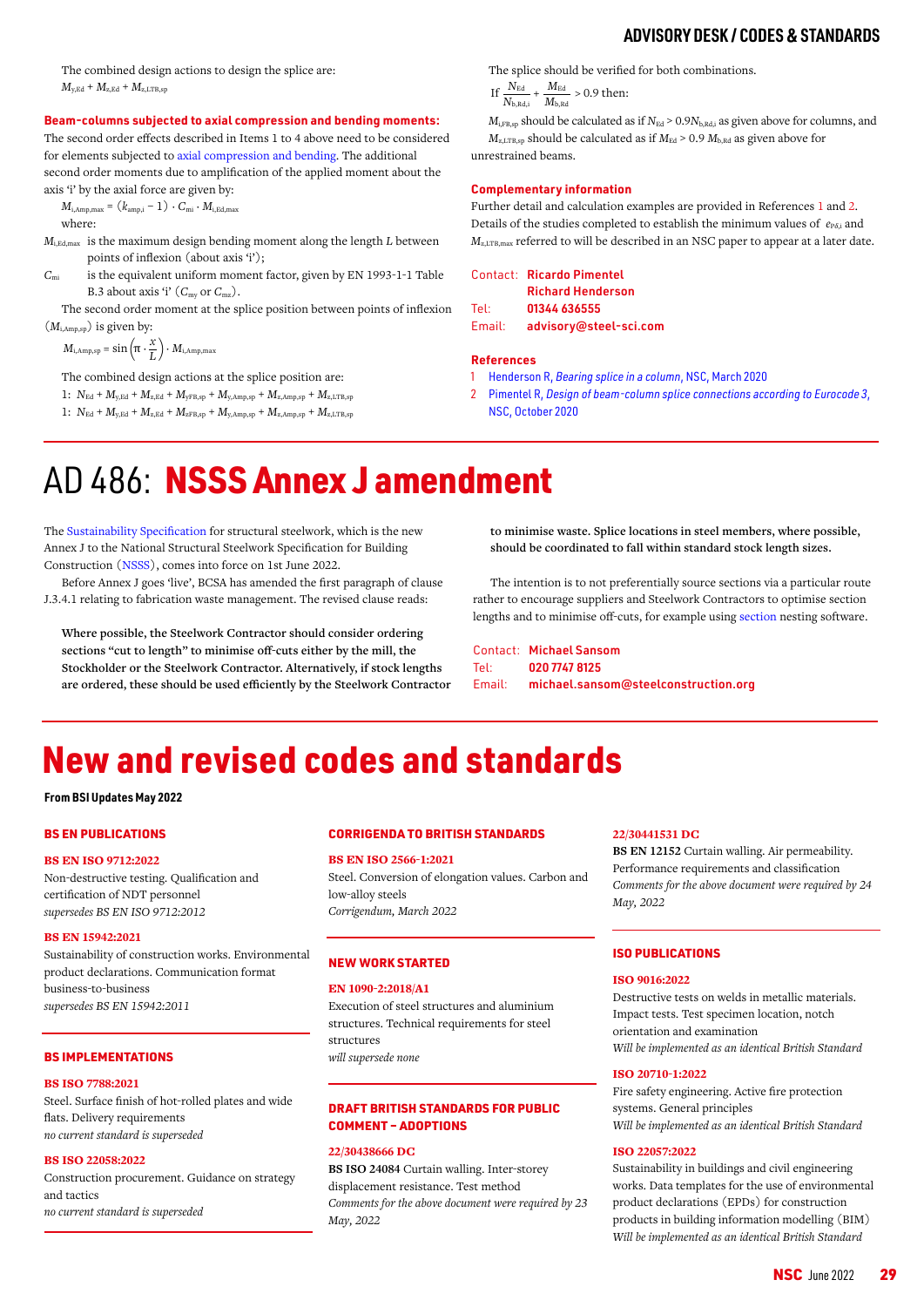The combined design actions to design the splice are:

$M_{y,Ed} + M_{z,Ed} + M_{z,LTB,sp}$

**Beam-columns subjected to axial compression and bending moments:**

The second order effects described in Items 1 to 4 above need to be considered for elements subjected to axial compression and bending. The additional second order moments due to amplification of the applied moment about the axis 'i' by the axial force are given by:

$$M_{i,Amp,max} = (k_{amp,i} - 1) \cdot C_{mi} \cdot M_{i,Ed,max}$$

where:

$M_{i,Ed,max}$ is the maximum design bending moment along the length $L$ between points of inflexion (about axis 'i');

$C_{mi}$ is the equivalent uniform moment factor, given by EN 1993-1-1 Table B.3 about axis 'i' ($C_{my}$ or $C_{mz}$).

The second order moment at the splice position between points of inflexion ($M_{i,Amp,sp}$) is given by:

$$M_{i,Amp,sp} = \sin\left(\pi \cdot \frac{x}{L}\right) \cdot M_{i,Amp,max}$$

The combined design actions at the splice position are:

1: $N_{Ed} + M_{y,Ed} + M_{z,Ed} + M_{yFB,sp} + M_{y,Amp,sp} + M_{z,Amp,sp} + M_{z,LTB,sp}$

1: $N_{Ed} + M_{y,Ed} + M_{z,Ed} + M_{zFB,sp} + M_{y,Amp,sp} + M_{z,Amp,sp} + M_{z,LTB,sp}$

The splice should be verified for both combinations.

If $\frac{N_{Ed}}{N_{b,Rd,i}} + \frac{M_{Ed}}{M_{b,Rd}} > 0.9$ then:

$M_{i,FB,sp}$ should be calculated as if $N_{Ed} > 0.9N_{b,Rd,i}$ as given above for columns, and $M_{z,LTB,sp}$ should be calculated as if $M_{Ed} > 0.9\ M_{b,Rd}$ as given above for unrestrained beams.

**Complementary information**

Further detail and calculation examples are provided in References 1 and 2. Details of the studies completed to establish the minimum values of $e_{P\delta,i}$ and $M_{z,LTB,max}$ referred to will be described in an NSC paper to appear at a later date.

Contact: **Ricardo Pimentel**
**Richard Henderson**
Tel: **01344 636555**
Email: **advisory@steel-sci.com**

**References**

1. Henderson R, *Bearing splice in a column*, NSC, March 2020
2. Pimentel R, *Design of beam-column splice connections according to Eurocode 3*, NSC, October 2020

# AD 486: NSSS Annex J amendment

The Sustainability Specification for structural steelwork, which is the new Annex J to the National Structural Steelwork Specification for Building Construction (NSSS), comes into force on 1st June 2022.

Before Annex J goes 'live', BCSA has amended the first paragraph of clause J.3.4.1 relating to fabrication waste management. The revised clause reads:

> **Where possible, the Steelwork Contractor should consider ordering sections "cut to length" to minimise off-cuts either by the mill, the Stockholder or the Steelwork Contractor. Alternatively, if stock lengths are ordered, these should be used efficiently by the Steelwork Contractor to minimise waste. Splice locations in steel members, where possible, should be coordinated to fall within standard stock length sizes.**

The intention is to not preferentially source sections via a particular route rather to encourage suppliers and Steelwork Contractors to optimise section lengths and to minimise off-cuts, for example using section nesting software.

Contact: **Michael Sansom**
Tel: **020 7747 8125**
Email: **michael.sansom@steelconstruction.org**

# New and revised codes and standards

**From BSI Updates May 2022**

### BS EN PUBLICATIONS

**BS EN ISO 9712:2022**
Non-destructive testing. Qualification and certification of NDT personnel
*supersedes BS EN ISO 9712:2012*

**BS EN 15942:2021**
Sustainability of construction works. Environmental product declarations. Communication format business-to-business
*supersedes BS EN 15942:2011*

### BS IMPLEMENTATIONS

**BS ISO 7788:2021**
Steel. Surface finish of hot-rolled plates and wide flats. Delivery requirements
*no current standard is superseded*

**BS ISO 22058:2022**
Construction procurement. Guidance on strategy and tactics
*no current standard is superseded*

### CORRIGENDA TO BRITISH STANDARDS

**BS EN ISO 2566-1:2021**
Steel. Conversion of elongation values. Carbon and low-alloy steels
*Corrigendum, March 2022*

### NEW WORK STARTED

**EN 1090-2:2018/A1**
Execution of steel structures and aluminium structures. Technical requirements for steel structures
*will supersede none*

### DRAFT BRITISH STANDARDS FOR PUBLIC COMMENT – ADOPTIONS

**22/30438666 DC**
**BS ISO 24084** Curtain walling. Inter-storey displacement resistance. Test method
*Comments for the above document were required by 23 May, 2022*

**22/30441531 DC**
**BS EN 12152** Curtain walling. Air permeability. Performance requirements and classification
*Comments for the above document were required by 24 May, 2022*

### ISO PUBLICATIONS

**ISO 9016:2022**
Destructive tests on welds in metallic materials. Impact tests. Test specimen location, notch orientation and examination
*Will be implemented as an identical British Standard*

**ISO 20710-1:2022**
Fire safety engineering. Active fire protection systems. General principles
*Will be implemented as an identical British Standard*

**ISO 22057:2022**
Sustainability in buildings and civil engineering works. Data templates for the use of environmental product declarations (EPDs) for construction products in building information modelling (BIM)
*Will be implemented as an identical British Standard*